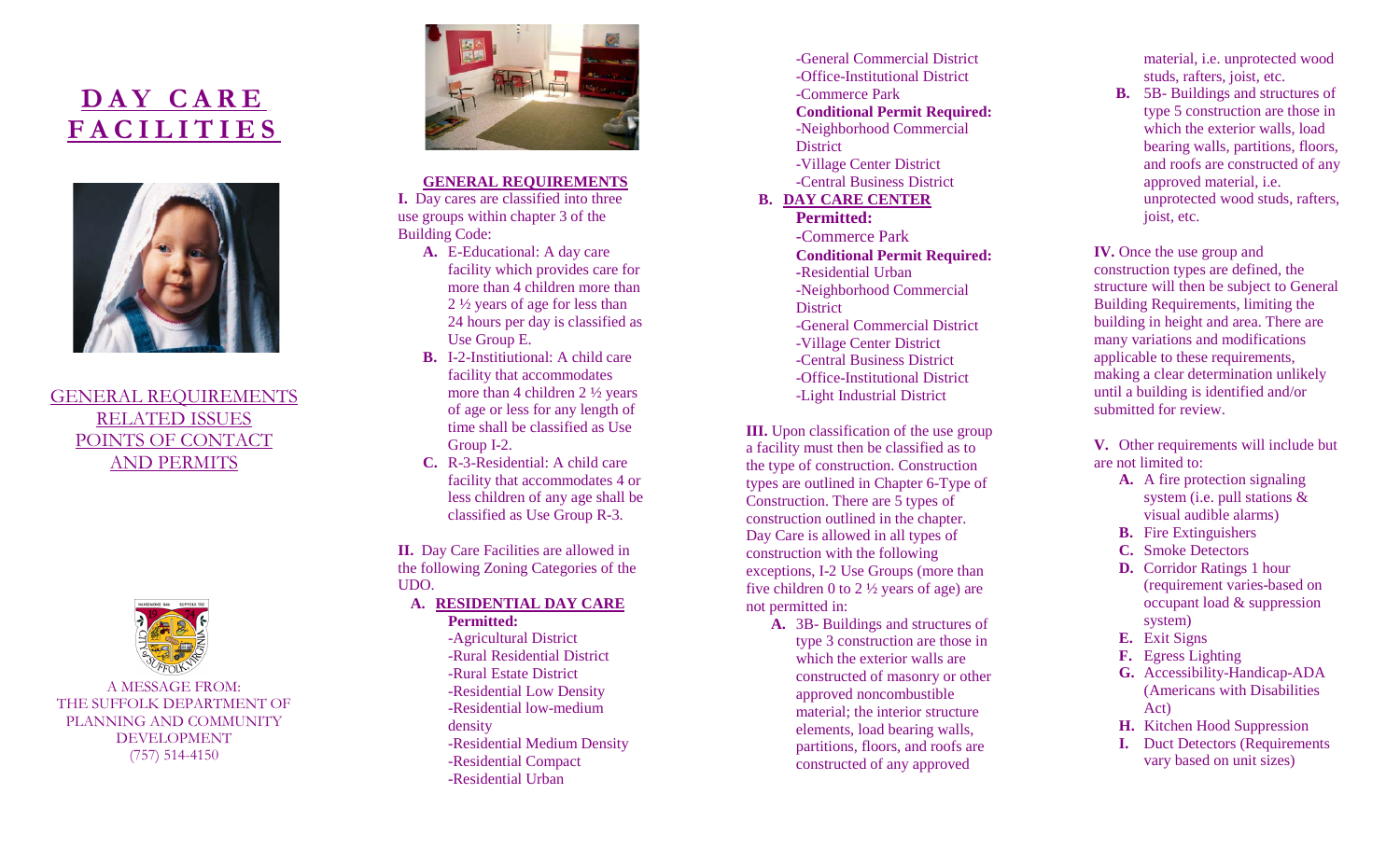# DAY CARE FACILITIES

GENERAL REQUIREMENTS
RELATED ISSUES
POINTS OF CONTACT
AND PERMITS

A MESSAGE FROM:
THE SUFFOLK DEPARTMENT OF PLANNING AND COMMUNITY DEVELOPMENT
(757) 514-4150

## GENERAL REQUIREMENTS

**I.** Day cares are classified into three use groups within chapter 3 of the Building Code:

- **A.** E-Educational: A day care facility which provides care for more than 4 children more than 2 ½ years of age for less than 24 hours per day is classified as Use Group E.
- **B.** I-2-Institiutional: A child care facility that accommodates more than 4 children 2 ½ years of age or less for any length of time shall be classified as Use Group I-2.
- **C.** R-3-Residential: A child care facility that accommodates 4 or less children of any age shall be classified as Use Group R-3.

**II.** Day Care Facilities are allowed in the following Zoning Categories of the UDO.

**A. RESIDENTIAL DAY CARE**

**Permitted:**
- -Agricultural District
- -Rural Residential District
- -Rural Estate District
- -Residential Low Density
- -Residential low-medium density
- -Residential Medium Density
- -Residential Compact
- -Residential Urban
- -General Commercial District
- -Office-Institutional District
- -Commerce Park

**Conditional Permit Required:**
- -Neighborhood Commercial District
- -Village Center District
- -Central Business District

**B. DAY CARE CENTER**

**Permitted:**
- -Commerce Park

**Conditional Permit Required:**
- -Residential Urban
- -Neighborhood Commercial District
- -General Commercial District
- -Village Center District
- -Central Business District
- -Office-Institutional District
- -Light Industrial District

**III.** Upon classification of the use group a facility must then be classified as to the type of construction. Construction types are outlined in Chapter 6-Type of Construction. There are 5 types of construction outlined in the chapter. Day Care is allowed in all types of construction with the following exceptions, I-2 Use Groups (more than five children 0 to 2 ½ years of age) are not permitted in:

- **A.** 3B- Buildings and structures of type 3 construction are those in which the exterior walls are constructed of masonry or other approved noncombustible material; the interior structure elements, load bearing walls, partitions, floors, and roofs are constructed of any approved material, i.e. unprotected wood studs, rafters, joist, etc.
- **B.** 5B- Buildings and structures of type 5 construction are those in which the exterior walls, load bearing walls, partitions, floors, and roofs are constructed of any approved material, i.e. unprotected wood studs, rafters, joist, etc.

**IV.** Once the use group and construction types are defined, the structure will then be subject to General Building Requirements, limiting the building in height and area. There are many variations and modifications applicable to these requirements, making a clear determination unlikely until a building is identified and/or submitted for review.

**V.** Other requirements will include but are not limited to:

- **A.** A fire protection signaling system (i.e. pull stations & visual audible alarms)
- **B.** Fire Extinguishers
- **C.** Smoke Detectors
- **D.** Corridor Ratings 1 hour (requirement varies-based on occupant load & suppression system)
- **E.** Exit Signs
- **F.** Egress Lighting
- **G.** Accessibility-Handicap-ADA (Americans with Disabilities Act)
- **H.** Kitchen Hood Suppression
- **I.** Duct Detectors (Requirements vary based on unit sizes)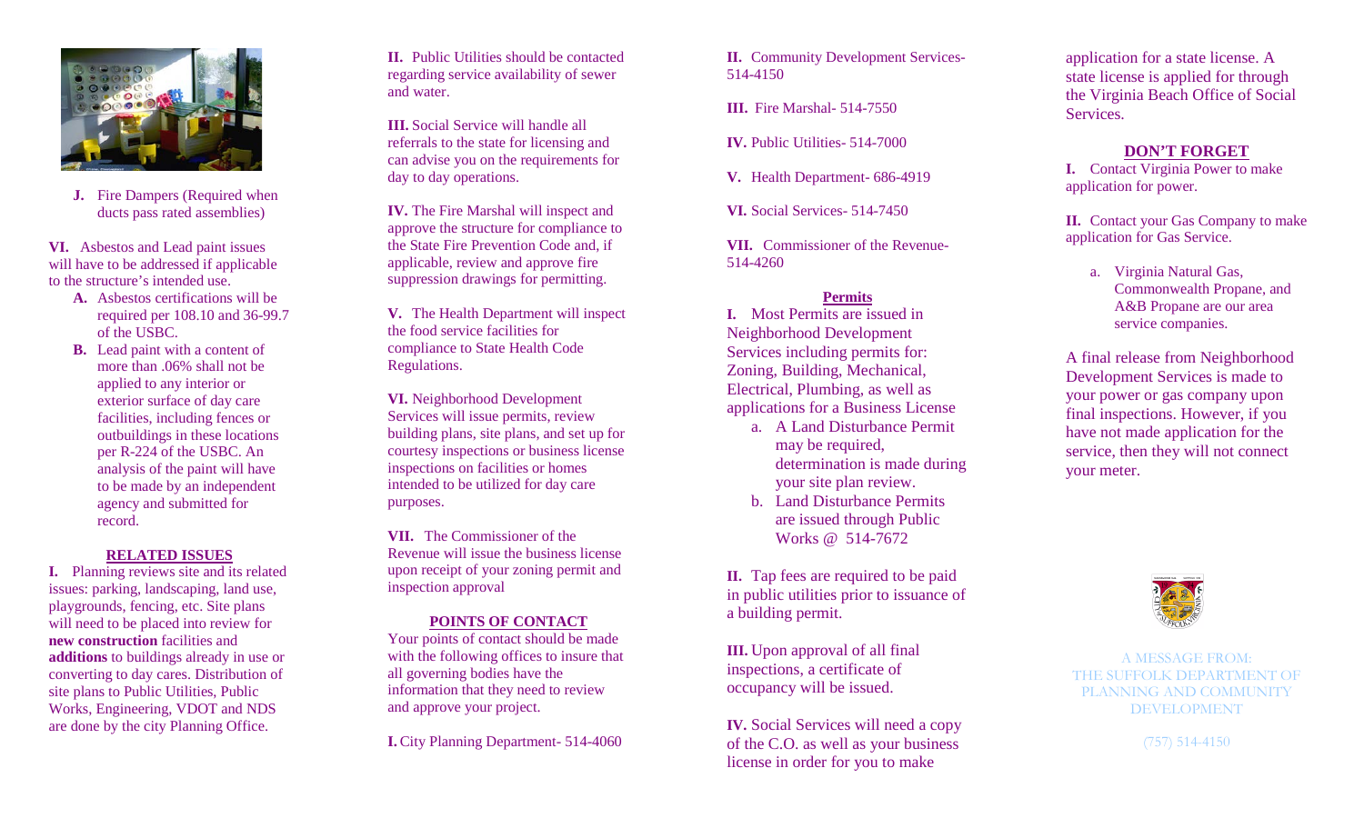J. Fire Dampers (Required when ducts pass rated assemblies)

**VI.** Asbestos and Lead paint issues will have to be addressed if applicable to the structure's intended use.

- **A.** Asbestos certifications will be required per 108.10 and 36-99.7 of the USBC.
- **B.** Lead paint with a content of more than .06% shall not be applied to any interior or exterior surface of day care facilities, including fences or outbuildings in these locations per R-224 of the USBC. An analysis of the paint will have to be made by an independent agency and submitted for record.

## RELATED ISSUES

**I.** Planning reviews site and its related issues: parking, landscaping, land use, playgrounds, fencing, etc. Site plans will need to be placed into review for **new construction** facilities and **additions** to buildings already in use or converting to day cares. Distribution of site plans to Public Utilities, Public Works, Engineering, VDOT and NDS are done by the city Planning Office.

**II.** Public Utilities should be contacted regarding service availability of sewer and water.

**III.** Social Service will handle all referrals to the state for licensing and can advise you on the requirements for day to day operations.

**IV.** The Fire Marshal will inspect and approve the structure for compliance to the State Fire Prevention Code and, if applicable, review and approve fire suppression drawings for permitting.

**V.** The Health Department will inspect the food service facilities for compliance to State Health Code Regulations.

**VI.** Neighborhood Development Services will issue permits, review building plans, site plans, and set up for courtesy inspections or business license inspections on facilities or homes intended to be utilized for day care purposes.

**VII.** The Commissioner of the Revenue will issue the business license upon receipt of your zoning permit and inspection approval

## POINTS OF CONTACT

Your points of contact should be made with the following offices to insure that all governing bodies have the information that they need to review and approve your project.

**I.** City Planning Department- 514-4060

**II.** Community Development Services- 514-4150

**III.** Fire Marshal- 514-7550

**IV.** Public Utilities- 514-7000

**V.** Health Department- 686-4919

**VI.** Social Services- 514-7450

**VII.** Commissioner of the Revenue- 514-4260

## Permits

**I.** Most Permits are issued in Neighborhood Development Services including permits for: Zoning, Building, Mechanical, Electrical, Plumbing, as well as applications for a Business License

a. A Land Disturbance Permit may be required, determination is made during your site plan review.
b. Land Disturbance Permits are issued through Public Works @ 514-7672

**II.** Tap fees are required to be paid in public utilities prior to issuance of a building permit.

**III.** Upon approval of all final inspections, a certificate of occupancy will be issued.

**IV.** Social Services will need a copy of the C.O. as well as your business license in order for you to make application for a state license. A state license is applied for through the Virginia Beach Office of Social Services.

## DON'T FORGET

**I.** Contact Virginia Power to make application for power.

**II.** Contact your Gas Company to make application for Gas Service.

a. Virginia Natural Gas, Commonwealth Propane, and A&B Propane are our area service companies.

A final release from Neighborhood Development Services is made to your power or gas company upon final inspections. However, if you have not made application for the service, then they will not connect your meter.

A MESSAGE FROM:
THE SUFFOLK DEPARTMENT OF PLANNING AND COMMUNITY DEVELOPMENT

(757) 514-4150